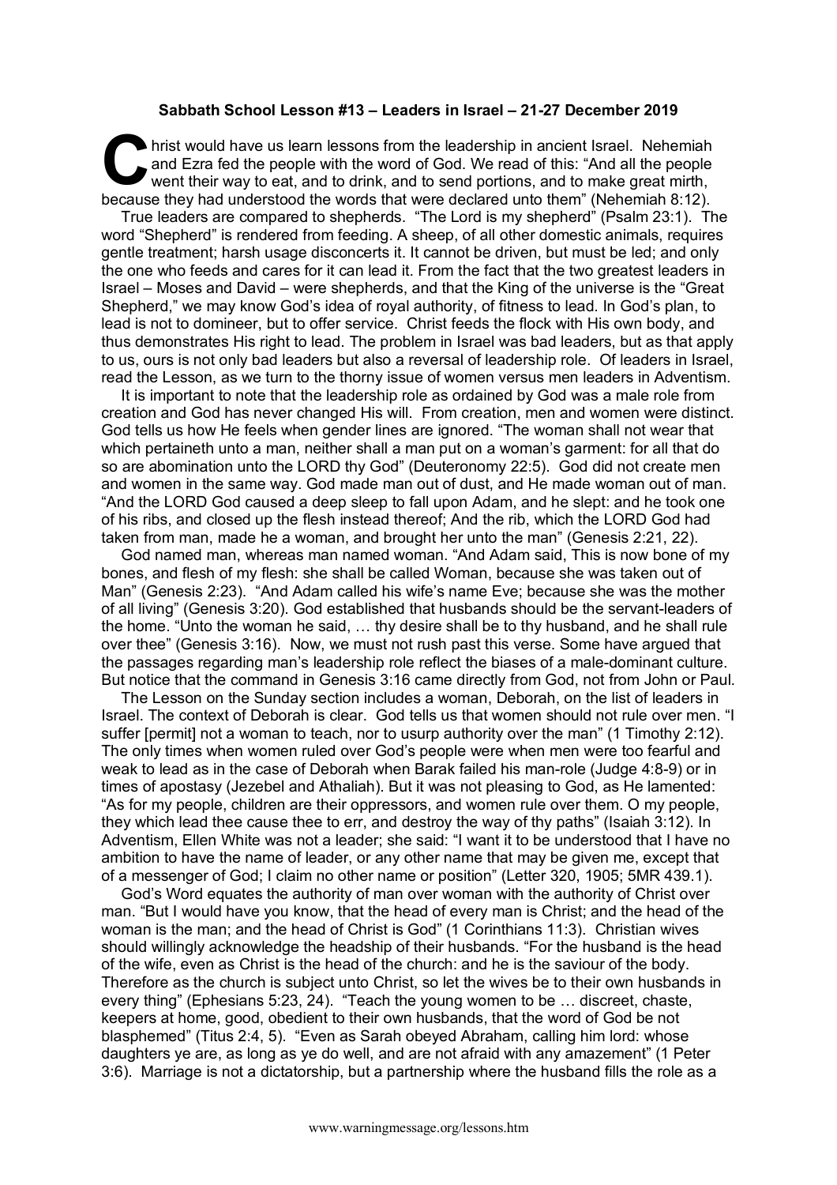**Sabbath School Lesson #13 – Leaders in Israel – 21-27 December 2019**

Christ would have us learn lessons from the leadership in ancient Israel. Nehemiah and Ezra fed the people with the word of God. We read of this: "And all the people went their way to eat, and to drink, and to send portions, and to make great mirth, because they had understood the words that were declared unto them" (Nehemiah 8:12).

True leaders are compared to shepherds. "The Lord is my shepherd" (Psalm 23:1). The word "Shepherd" is rendered from feeding. A sheep, of all other domestic animals, requires gentle treatment; harsh usage disconcerts it. It cannot be driven, but must be led; and only the one who feeds and cares for it can lead it. From the fact that the two greatest leaders in Israel – Moses and David – were shepherds, and that the King of the universe is the "Great Shepherd," we may know God's idea of royal authority, of fitness to lead. In God's plan, to lead is not to domineer, but to offer service. Christ feeds the flock with His own body, and thus demonstrates His right to lead. The problem in Israel was bad leaders, but as that apply to us, ours is not only bad leaders but also a reversal of leadership role. Of leaders in Israel, read the Lesson, as we turn to the thorny issue of women versus men leaders in Adventism.

It is important to note that the leadership role as ordained by God was a male role from creation and God has never changed His will. From creation, men and women were distinct. God tells us how He feels when gender lines are ignored. "The woman shall not wear that which pertaineth unto a man, neither shall a man put on a woman's garment: for all that do so are abomination unto the LORD thy God" (Deuteronomy 22:5). God did not create men and women in the same way. God made man out of dust, and He made woman out of man. "And the LORD God caused a deep sleep to fall upon Adam, and he slept: and he took one of his ribs, and closed up the flesh instead thereof; And the rib, which the LORD God had taken from man, made he a woman, and brought her unto the man" (Genesis 2:21, 22).

God named man, whereas man named woman. "And Adam said, This is now bone of my bones, and flesh of my flesh: she shall be called Woman, because she was taken out of Man" (Genesis 2:23). "And Adam called his wife's name Eve; because she was the mother of all living" (Genesis 3:20). God established that husbands should be the servant-leaders of the home. "Unto the woman he said, … thy desire shall be to thy husband, and he shall rule over thee" (Genesis 3:16). Now, we must not rush past this verse. Some have argued that the passages regarding man's leadership role reflect the biases of a male-dominant culture. But notice that the command in Genesis 3:16 came directly from God, not from John or Paul.

The Lesson on the Sunday section includes a woman, Deborah, on the list of leaders in Israel. The context of Deborah is clear. God tells us that women should not rule over men. "I suffer [permit] not a woman to teach, nor to usurp authority over the man" (1 Timothy 2:12). The only times when women ruled over God's people were when men were too fearful and weak to lead as in the case of Deborah when Barak failed his man-role (Judge 4:8-9) or in times of apostasy (Jezebel and Athaliah). But it was not pleasing to God, as He lamented: "As for my people, children are their oppressors, and women rule over them. O my people, they which lead thee cause thee to err, and destroy the way of thy paths" (Isaiah 3:12). In Adventism, Ellen White was not a leader; she said: "I want it to be understood that I have no ambition to have the name of leader, or any other name that may be given me, except that of a messenger of God; I claim no other name or position" (Letter 320, 1905; 5MR 439.1).

God's Word equates the authority of man over woman with the authority of Christ over man. "But I would have you know, that the head of every man is Christ; and the head of the woman is the man; and the head of Christ is God" (1 Corinthians 11:3). Christian wives should willingly acknowledge the headship of their husbands. "For the husband is the head of the wife, even as Christ is the head of the church: and he is the saviour of the body. Therefore as the church is subject unto Christ, so let the wives be to their own husbands in every thing" (Ephesians 5:23, 24). "Teach the young women to be … discreet, chaste, keepers at home, good, obedient to their own husbands, that the word of God be not blasphemed" (Titus 2:4, 5). "Even as Sarah obeyed Abraham, calling him lord: whose daughters ye are, as long as ye do well, and are not afraid with any amazement" (1 Peter 3:6). Marriage is not a dictatorship, but a partnership where the husband fills the role as a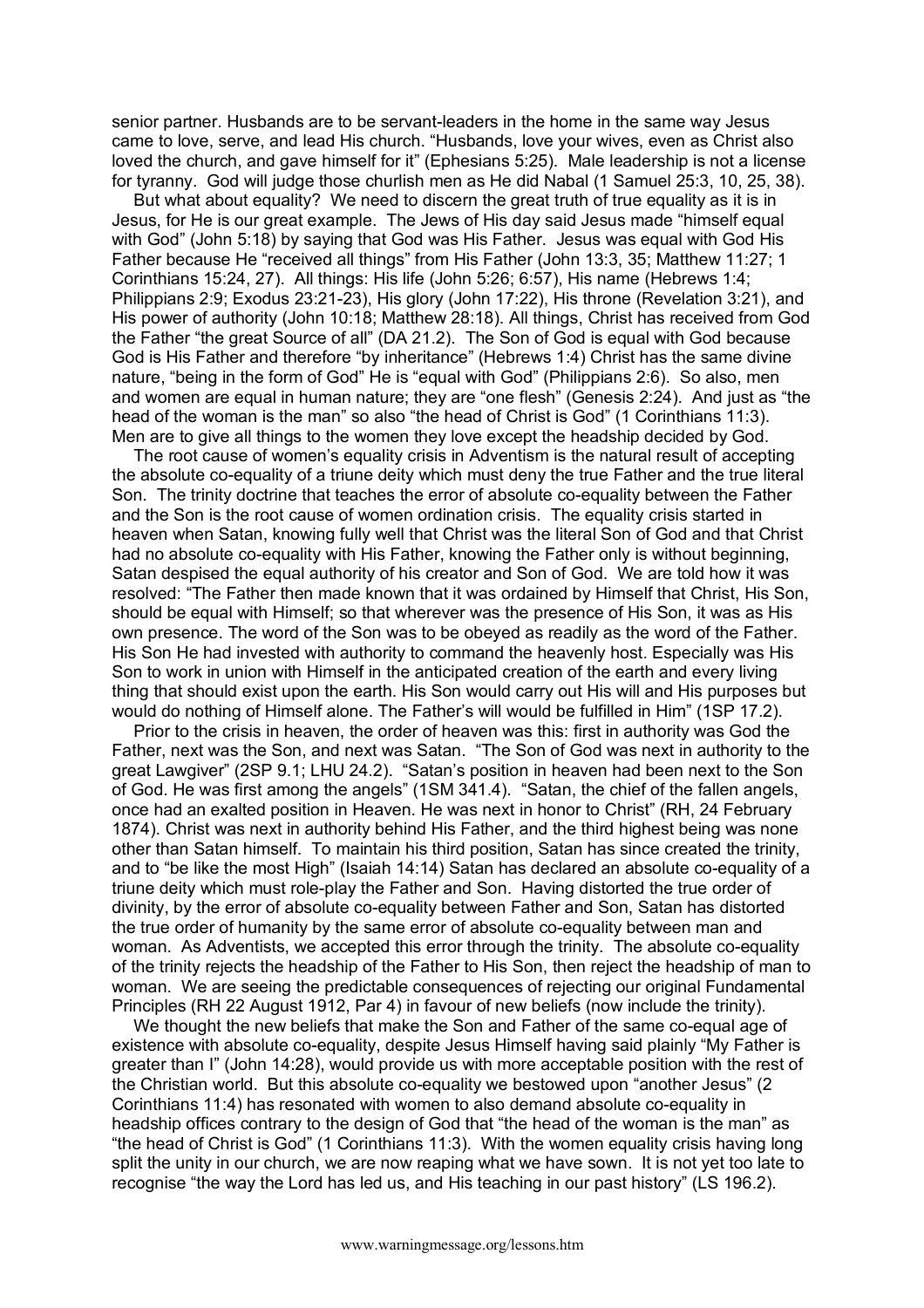senior partner. Husbands are to be servant-leaders in the home in the same way Jesus came to love, serve, and lead His church. "Husbands, love your wives, even as Christ also loved the church, and gave himself for it" (Ephesians 5:25). Male leadership is not a license for tyranny. God will judge those churlish men as He did Nabal (1 Samuel 25:3, 10, 25, 38).

But what about equality? We need to discern the great truth of true equality as it is in Jesus, for He is our great example. The Jews of His day said Jesus made "himself equal with God" (John 5:18) by saying that God was His Father. Jesus was equal with God His Father because He "received all things" from His Father (John 13:3, 35; Matthew 11:27; 1 Corinthians 15:24, 27). All things: His life (John 5:26; 6:57), His name (Hebrews 1:4; Philippians 2:9; Exodus 23:21-23), His glory (John 17:22), His throne (Revelation 3:21), and His power of authority (John 10:18; Matthew 28:18). All things, Christ has received from God the Father "the great Source of all" (DA 21.2). The Son of God is equal with God because God is His Father and therefore "by inheritance" (Hebrews 1:4) Christ has the same divine nature, "being in the form of God" He is "equal with God" (Philippians 2:6). So also, men and women are equal in human nature; they are "one flesh" (Genesis 2:24). And just as "the head of the woman is the man" so also "the head of Christ is God" (1 Corinthians 11:3). Men are to give all things to the women they love except the headship decided by God.

The root cause of women's equality crisis in Adventism is the natural result of accepting the absolute co-equality of a triune deity which must deny the true Father and the true literal Son. The trinity doctrine that teaches the error of absolute co-equality between the Father and the Son is the root cause of women ordination crisis. The equality crisis started in heaven when Satan, knowing fully well that Christ was the literal Son of God and that Christ had no absolute co-equality with His Father, knowing the Father only is without beginning, Satan despised the equal authority of his creator and Son of God. We are told how it was resolved: "The Father then made known that it was ordained by Himself that Christ, His Son, should be equal with Himself; so that wherever was the presence of His Son, it was as His own presence. The word of the Son was to be obeyed as readily as the word of the Father. His Son He had invested with authority to command the heavenly host. Especially was His Son to work in union with Himself in the anticipated creation of the earth and every living thing that should exist upon the earth. His Son would carry out His will and His purposes but would do nothing of Himself alone. The Father's will would be fulfilled in Him" (1SP 17.2).

Prior to the crisis in heaven, the order of heaven was this: first in authority was God the Father, next was the Son, and next was Satan. "The Son of God was next in authority to the great Lawgiver" (2SP 9.1; LHU 24.2). "Satan's position in heaven had been next to the Son of God. He was first among the angels" (1SM 341.4). "Satan, the chief of the fallen angels, once had an exalted position in Heaven. He was next in honor to Christ" (RH, 24 February 1874). Christ was next in authority behind His Father, and the third highest being was none other than Satan himself. To maintain his third position, Satan has since created the trinity, and to "be like the most High" (Isaiah 14:14) Satan has declared an absolute co-equality of a triune deity which must role-play the Father and Son. Having distorted the true order of divinity, by the error of absolute co-equality between Father and Son, Satan has distorted the true order of humanity by the same error of absolute co-equality between man and woman. As Adventists, we accepted this error through the trinity. The absolute co-equality of the trinity rejects the headship of the Father to His Son, then reject the headship of man to woman. We are seeing the predictable consequences of rejecting our original Fundamental Principles (RH 22 August 1912, Par 4) in favour of new beliefs (now include the trinity).

We thought the new beliefs that make the Son and Father of the same co-equal age of existence with absolute co-equality, despite Jesus Himself having said plainly "My Father is greater than I" (John 14:28), would provide us with more acceptable position with the rest of the Christian world. But this absolute co-equality we bestowed upon "another Jesus" (2 Corinthians 11:4) has resonated with women to also demand absolute co-equality in headship offices contrary to the design of God that "the head of the woman is the man" as "the head of Christ is God" (1 Corinthians 11:3). With the women equality crisis having long split the unity in our church, we are now reaping what we have sown. It is not yet too late to recognise "the way the Lord has led us, and His teaching in our past history" (LS 196.2).

www.warningmessage.org/lessons.htm